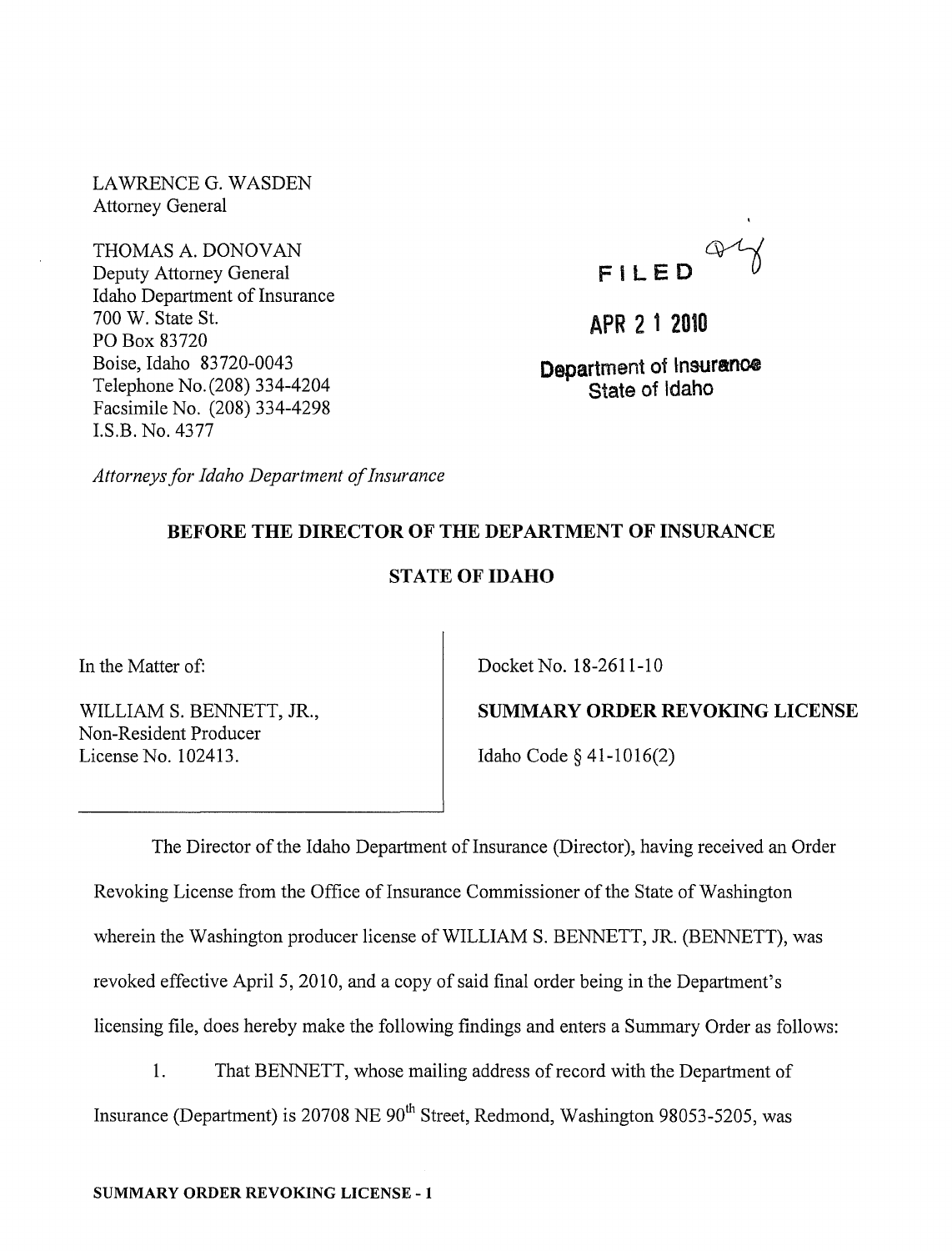LAWRENCE G. WASDEN
Attorney General

THOMAS A. DONOVAN
Deputy Attorney General
Idaho Department of Insurance
700 W. State St.
PO Box 83720
Boise, Idaho 83720-0043
Telephone No. (208) 334-4204
Facsimile No. (208) 334-4298
I.S.B. No. 4377

FILED

APR 21 2010

Department of Insurance
State of Idaho

*Attorneys for Idaho Department of Insurance*

**BEFORE THE DIRECTOR OF THE DEPARTMENT OF INSURANCE**

**STATE OF IDAHO**

| | |
|---|---|
| In the Matter of: | Docket No. 18-2611-10 |
| WILLIAM S. BENNETT, JR., Non-Resident Producer License No. 102413. | **SUMMARY ORDER REVOKING LICENSE** |
| | Idaho Code § 41-1016(2) |

The Director of the Idaho Department of Insurance (Director), having received an Order Revoking License from the Office of Insurance Commissioner of the State of Washington wherein the Washington producer license of WILLIAM S. BENNETT, JR. (BENNETT), was revoked effective April 5, 2010, and a copy of said final order being in the Department's licensing file, does hereby make the following findings and enters a Summary Order as follows:

1. That BENNETT, whose mailing address of record with the Department of Insurance (Department) is 20708 NE 90th Street, Redmond, Washington 98053-5205, was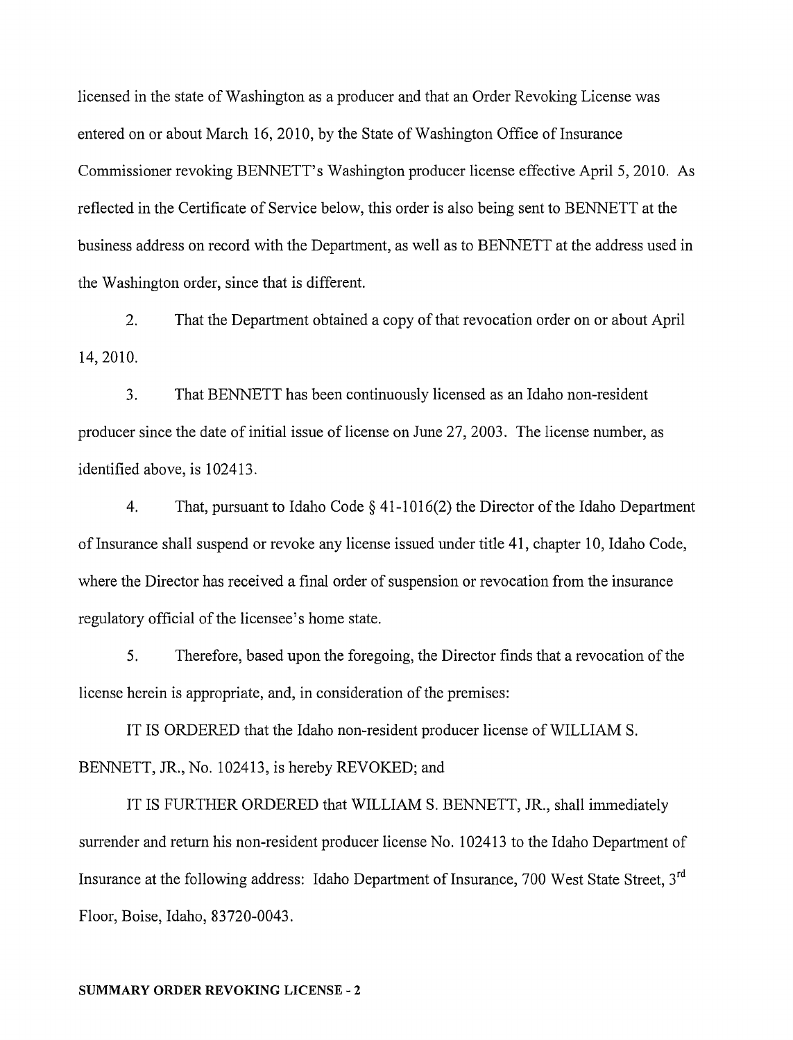licensed in the state of Washington as a producer and that an Order Revoking License was entered on or about March 16, 2010, by the State of Washington Office of Insurance Commissioner revoking BENNETT's Washington producer license effective April 5, 2010. As reflected in the Certificate of Service below, this order is also being sent to BENNETT at the business address on record with the Department, as well as to BENNETT at the address used in the Washington order, since that is different.

2. That the Department obtained a copy of that revocation order on or about April 14, 2010.

3. That BENNETT has been continuously licensed as an Idaho non-resident producer since the date of initial issue of license on June 27, 2003. The license number, as identified above, is 102413.

4. That, pursuant to Idaho Code § 41-1016(2) the Director of the Idaho Department of Insurance shall suspend or revoke any license issued under title 41, chapter 10, Idaho Code, where the Director has received a final order of suspension or revocation from the insurance regulatory official of the licensee's home state.

5. Therefore, based upon the foregoing, the Director finds that a revocation of the license herein is appropriate, and, in consideration of the premises:

IT IS ORDERED that the Idaho non-resident producer license of WILLIAM S. BENNETT, JR., No. 102413, is hereby REVOKED; and

IT IS FURTHER ORDERED that WILLIAM S. BENNETT, JR., shall immediately surrender and return his non-resident producer license No. 102413 to the Idaho Department of Insurance at the following address: Idaho Department of Insurance, 700 West State Street, 3rd Floor, Boise, Idaho, 83720-0043.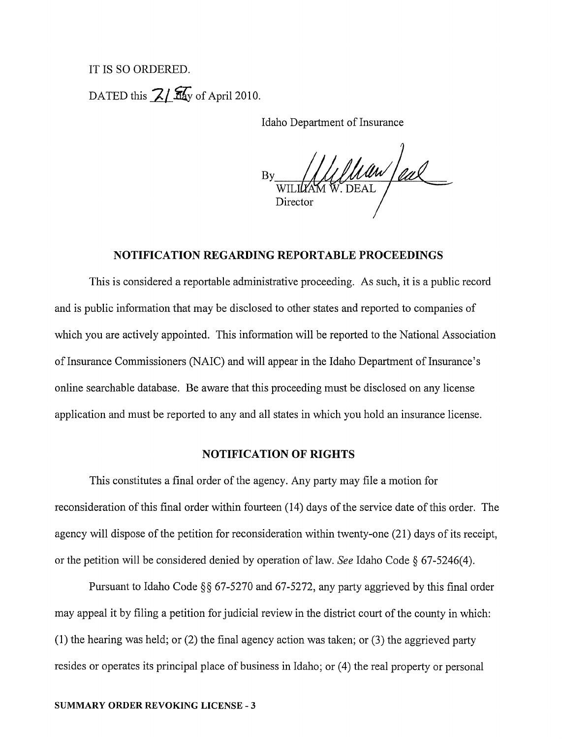IT IS SO ORDERED.

DATED this 21st day of April 2010.

Idaho Department of Insurance

By ~~William Deal~~
WILLIAM W. DEAL
Director

## NOTIFICATION REGARDING REPORTABLE PROCEEDINGS

This is considered a reportable administrative proceeding. As such, it is a public record and is public information that may be disclosed to other states and reported to companies of which you are actively appointed. This information will be reported to the National Association of Insurance Commissioners (NAIC) and will appear in the Idaho Department of Insurance's online searchable database. Be aware that this proceeding must be disclosed on any license application and must be reported to any and all states in which you hold an insurance license.

## NOTIFICATION OF RIGHTS

This constitutes a final order of the agency. Any party may file a motion for reconsideration of this final order within fourteen (14) days of the service date of this order. The agency will dispose of the petition for reconsideration within twenty-one (21) days of its receipt, or the petition will be considered denied by operation of law. *See* Idaho Code § 67-5246(4).

Pursuant to Idaho Code §§ 67-5270 and 67-5272, any party aggrieved by this final order may appeal it by filing a petition for judicial review in the district court of the county in which: (1) the hearing was held; or (2) the final agency action was taken; or (3) the aggrieved party resides or operates its principal place of business in Idaho; or (4) the real property or personal

**SUMMARY ORDER REVOKING LICENSE - 3**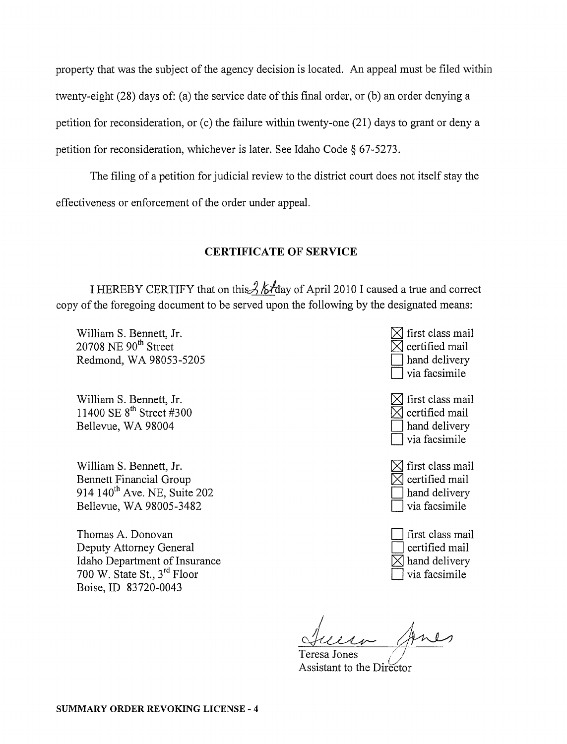property that was the subject of the agency decision is located. An appeal must be filed within twenty-eight (28) days of: (a) the service date of this final order, or (b) an order denying a petition for reconsideration, or (c) the failure within twenty-one (21) days to grant or deny a petition for reconsideration, whichever is later. See Idaho Code § 67-5273.

The filing of a petition for judicial review to the district court does not itself stay the effectiveness or enforcement of the order under appeal.

### CERTIFICATE OF SERVICE

I HEREBY CERTIFY that on this 26th day of April 2010 I caused a true and correct copy of the foregoing document to be served upon the following by the designated means:

| | |
|---|---|
| William S. Bennett, Jr.<br>20708 NE 90th Street<br>Redmond, WA 98053-5205 | ☒ first class mail<br>☒ certified mail<br>☐ hand delivery<br>☐ via facsimile |
| William S. Bennett, Jr.<br>11400 SE 8th Street #300<br>Bellevue, WA 98004 | ☒ first class mail<br>☒ certified mail<br>☐ hand delivery<br>☐ via facsimile |
| William S. Bennett, Jr.<br>Bennett Financial Group<br>914 140th Ave. NE, Suite 202<br>Bellevue, WA 98005-3482 | ☒ first class mail<br>☒ certified mail<br>☐ hand delivery<br>☐ via facsimile |
| Thomas A. Donovan<br>Deputy Attorney General<br>Idaho Department of Insurance<br>700 W. State St., 3rd Floor<br>Boise, ID 83720-0043 | ☐ first class mail<br>☐ certified mail<br>☒ hand delivery<br>☐ via facsimile |

Teresa Jones
Assistant to the Director

SUMMARY ORDER REVOKING LICENSE - 4